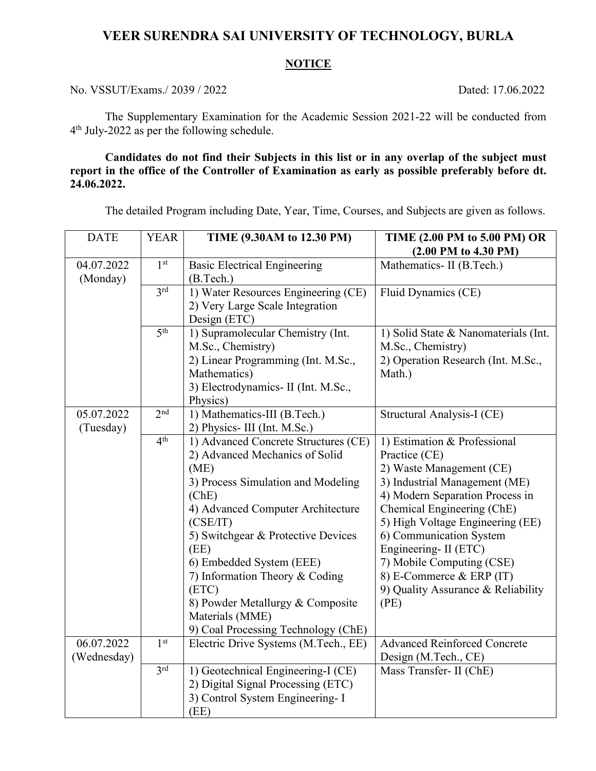# VEER SURENDRA SAI UNIVERSITY OF TECHNOLOGY, BURLA

## NOTICE

No. VSSUT/Exams./ 2039 / 2022 Dated: 17.06.2022

The Supplementary Examination for the Academic Session 2021-22 will be conducted from 4th July-2022 as per the following schedule.

**Candidates do not find their Subjects in this list or in any overlap of the subject must report in the office of the Controller of Examination as early as possible preferably before dt. 24.06.2022.**

The detailed Program including Date, Year, Time, Courses, and Subjects are given as follows.

| DATE | YEAR | TIME (9.30AM to 12.30 PM) | TIME (2.00 PM to 5.00 PM) OR (2.00 PM to 4.30 PM) |
|---|---|---|---|
| 04.07.2022 (Monday) | 1st | Basic Electrical Engineering (B.Tech.) | Mathematics- II (B.Tech.) |
| | 3rd | 1) Water Resources Engineering (CE) 2) Very Large Scale Integration Design (ETC) | Fluid Dynamics (CE) |
| | 5th | 1) Supramolecular Chemistry (Int. M.Sc., Chemistry) 2) Linear Programming (Int. M.Sc., Mathematics) 3) Electrodynamics- II (Int. M.Sc., Physics) | 1) Solid State & Nanomaterials (Int. M.Sc., Chemistry) 2) Operation Research (Int. M.Sc., Math.) |
| 05.07.2022 (Tuesday) | 2nd | 1) Mathematics-III (B.Tech.) 2) Physics- III (Int. M.Sc.) | Structural Analysis-I (CE) |
| | 4th | 1) Advanced Concrete Structures (CE) 2) Advanced Mechanics of Solid (ME) 3) Process Simulation and Modeling (ChE) 4) Advanced Computer Architecture (CSE/IT) 5) Switchgear & Protective Devices (EE) 6) Embedded System (EEE) 7) Information Theory & Coding (ETC) 8) Powder Metallurgy & Composite Materials (MME) 9) Coal Processing Technology (ChE) | 1) Estimation & Professional Practice (CE) 2) Waste Management (CE) 3) Industrial Management (ME) 4) Modern Separation Process in Chemical Engineering (ChE) 5) High Voltage Engineering (EE) 6) Communication System Engineering- II (ETC) 7) Mobile Computing (CSE) 8) E-Commerce & ERP (IT) 9) Quality Assurance & Reliability (PE) |
| 06.07.2022 (Wednesday) | 1st | Electric Drive Systems (M.Tech., EE) | Advanced Reinforced Concrete Design (M.Tech., CE) |
| | 3rd | 1) Geotechnical Engineering-I (CE) 2) Digital Signal Processing (ETC) 3) Control System Engineering- I (EE) | Mass Transfer- II (ChE) |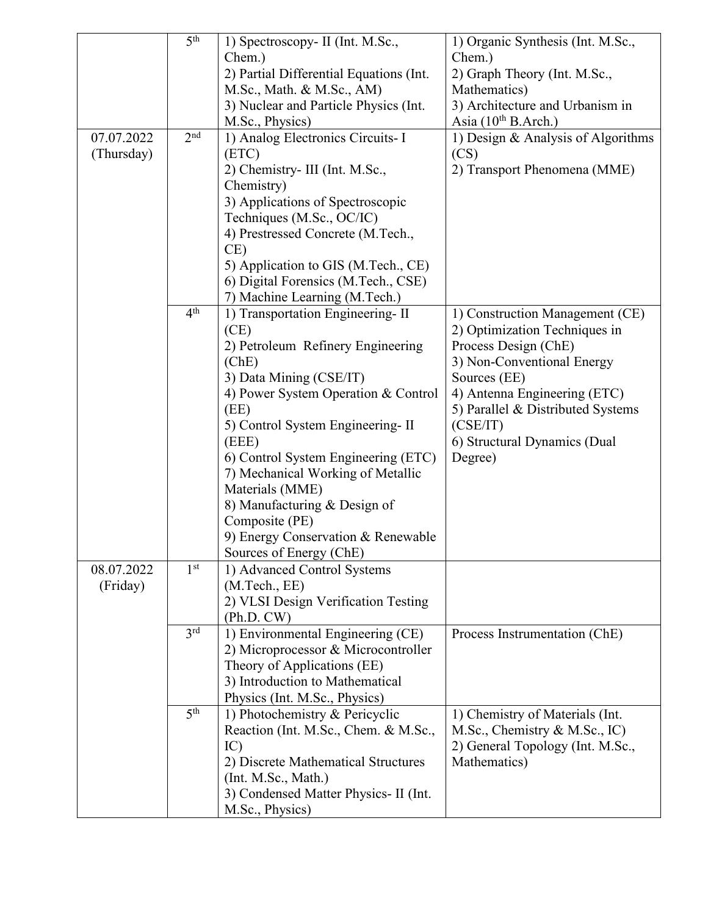|  |  |  |  |
|---|---|---|---|
|  | 5th | 1) Spectroscopy- II (Int. M.Sc., Chem.)<br>2) Partial Differential Equations (Int. M.Sc., Math. & M.Sc., AM)<br>3) Nuclear and Particle Physics (Int. M.Sc., Physics) | 1) Organic Synthesis (Int. M.Sc., Chem.)<br>2) Graph Theory (Int. M.Sc., Mathematics)<br>3) Architecture and Urbanism in Asia (10th B.Arch.) |
| 07.07.2022 (Thursday) | 2nd | 1) Analog Electronics Circuits- I (ETC)<br>2) Chemistry- III (Int. M.Sc., Chemistry)<br>3) Applications of Spectroscopic Techniques (M.Sc., OC/IC)<br>4) Prestressed Concrete (M.Tech., CE)<br>5) Application to GIS (M.Tech., CE)<br>6) Digital Forensics (M.Tech., CSE)<br>7) Machine Learning (M.Tech.) | 1) Design & Analysis of Algorithms (CS)<br>2) Transport Phenomena (MME) |
|  | 4th | 1) Transportation Engineering- II (CE)<br>2) Petroleum Refinery Engineering (ChE)<br>3) Data Mining (CSE/IT)<br>4) Power System Operation & Control (EE)<br>5) Control System Engineering- II (EEE)<br>6) Control System Engineering (ETC)<br>7) Mechanical Working of Metallic Materials (MME)<br>8) Manufacturing & Design of Composite (PE)<br>9) Energy Conservation & Renewable Sources of Energy (ChE) | 1) Construction Management (CE)<br>2) Optimization Techniques in Process Design (ChE)<br>3) Non-Conventional Energy Sources (EE)<br>4) Antenna Engineering (ETC)<br>5) Parallel & Distributed Systems (CSE/IT)<br>6) Structural Dynamics (Dual Degree) |
| 08.07.2022 (Friday) | 1st | 1) Advanced Control Systems (M.Tech., EE)<br>2) VLSI Design Verification Testing (Ph.D. CW) |  |
|  | 3rd | 1) Environmental Engineering (CE)<br>2) Microprocessor & Microcontroller Theory of Applications (EE)<br>3) Introduction to Mathematical Physics (Int. M.Sc., Physics) | Process Instrumentation (ChE) |
|  | 5th | 1) Photochemistry & Pericyclic Reaction (Int. M.Sc., Chem. & M.Sc., IC)<br>2) Discrete Mathematical Structures (Int. M.Sc., Math.)<br>3) Condensed Matter Physics- II (Int. M.Sc., Physics) | 1) Chemistry of Materials (Int. M.Sc., Chemistry & M.Sc., IC)<br>2) General Topology (Int. M.Sc., Mathematics) |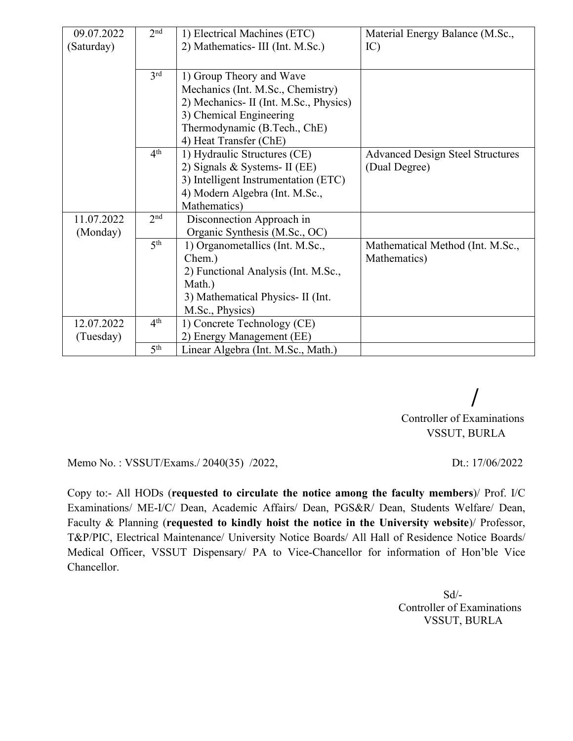| | | | |
|---|---|---|---|
| 09.07.2022 (Saturday) | 2nd | 1) Electrical Machines (ETC)<br>2) Mathematics- III (Int. M.Sc.) | Material Energy Balance (M.Sc., IC) |
| | 3rd | 1) Group Theory and Wave Mechanics (Int. M.Sc., Chemistry)<br>2) Mechanics- II (Int. M.Sc., Physics)<br>3) Chemical Engineering Thermodynamic (B.Tech., ChE)<br>4) Heat Transfer (ChE) | |
| | 4th | 1) Hydraulic Structures (CE)<br>2) Signals & Systems- II (EE)<br>3) Intelligent Instrumentation (ETC)<br>4) Modern Algebra (Int. M.Sc., Mathematics) | Advanced Design Steel Structures (Dual Degree) |
| 11.07.2022 (Monday) | 2nd | Disconnection Approach in Organic Synthesis (M.Sc., OC) | |
| | 5th | 1) Organometallics (Int. M.Sc., Chem.)<br>2) Functional Analysis (Int. M.Sc., Math.)<br>3) Mathematical Physics- II (Int. M.Sc., Physics) | Mathematical Method (Int. M.Sc., Mathematics) |
| 12.07.2022 (Tuesday) | 4th | 1) Concrete Technology (CE)<br>2) Energy Management (EE) | |
| | 5th | Linear Algebra (Int. M.Sc., Math.) | |

/

Controller of Examinations
VSSUT, BURLA

Memo No. : VSSUT/Exams./ 2040(35) /2022, Dt.: 17/06/2022

Copy to:- All HODs (**requested to circulate the notice among the faculty members**)/ Prof. I/C Examinations/ ME-I/C/ Dean, Academic Affairs/ Dean, PGS&R/ Dean, Students Welfare/ Dean, Faculty & Planning (**requested to kindly hoist the notice in the University website**)/ Professor, T&P/PIC, Electrical Maintenance/ University Notice Boards/ All Hall of Residence Notice Boards/ Medical Officer, VSSUT Dispensary/ PA to Vice-Chancellor for information of Hon'ble Vice Chancellor.

Sd/-
Controller of Examinations
VSSUT, BURLA